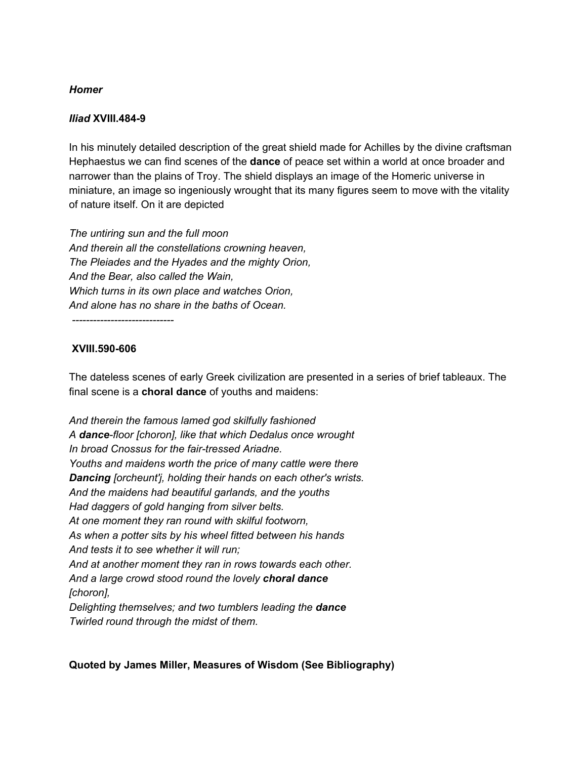***Homer***

***Iliad* XVIII.484-9**

In his minutely detailed description of the great shield made for Achilles by the divine craftsman Hephaestus we can find scenes of the **dance** of peace set within a world at once broader and narrower than the plains of Troy. The shield displays an image of the Homeric universe in miniature, an image so ingeniously wrought that its many figures seem to move with the vitality of nature itself. On it are depicted

*The untiring sun and the full moon*
*And therein all the constellations crowning heaven,*
*The Pleiades and the Hyades and the mighty Orion,*
*And the Bear, also called the Wain,*
*Which turns in its own place and watches Orion,*
*And alone has no share in the baths of Ocean.*

-----------------------------

**XVIII.590-606**

The dateless scenes of early Greek civilization are presented in a series of brief tableaux. The final scene is a **choral dance** of youths and maidens:

*And therein the famous lamed god skilfully fashioned*
*A **dance**-floor [choron], like that which Dedalus once wrought*
*In broad Cnossus for the fair-tressed Ariadne.*
*Youths and maidens worth the price of many cattle were there*
***Dancing** [orcheunt'j, holding their hands on each other's wrists.*
*And the maidens had beautiful garlands, and the youths*
*Had daggers of gold hanging from silver belts.*
*At one moment they ran round with skilful footworn,*
*As when a potter sits by his wheel fitted between his hands*
*And tests it to see whether it will run;*
*And at another moment they ran in rows towards each other.*
*And a large crowd stood round the lovely **choral dance** [choron],*
*Delighting themselves; and two tumblers leading the **dance***
*Twirled round through the midst of them.*

**Quoted by James Miller, Measures of Wisdom (See Bibliography)**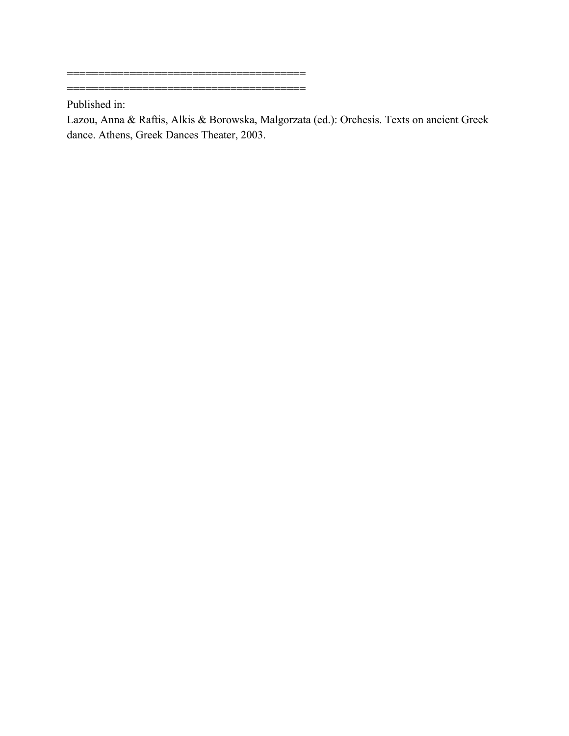========================================
========================================

Published in:

Lazou, Anna & Raftis, Alkis & Borowska, Malgorzata (ed.): Orchesis. Texts on ancient Greek dance. Athens, Greek Dances Theater, 2003.